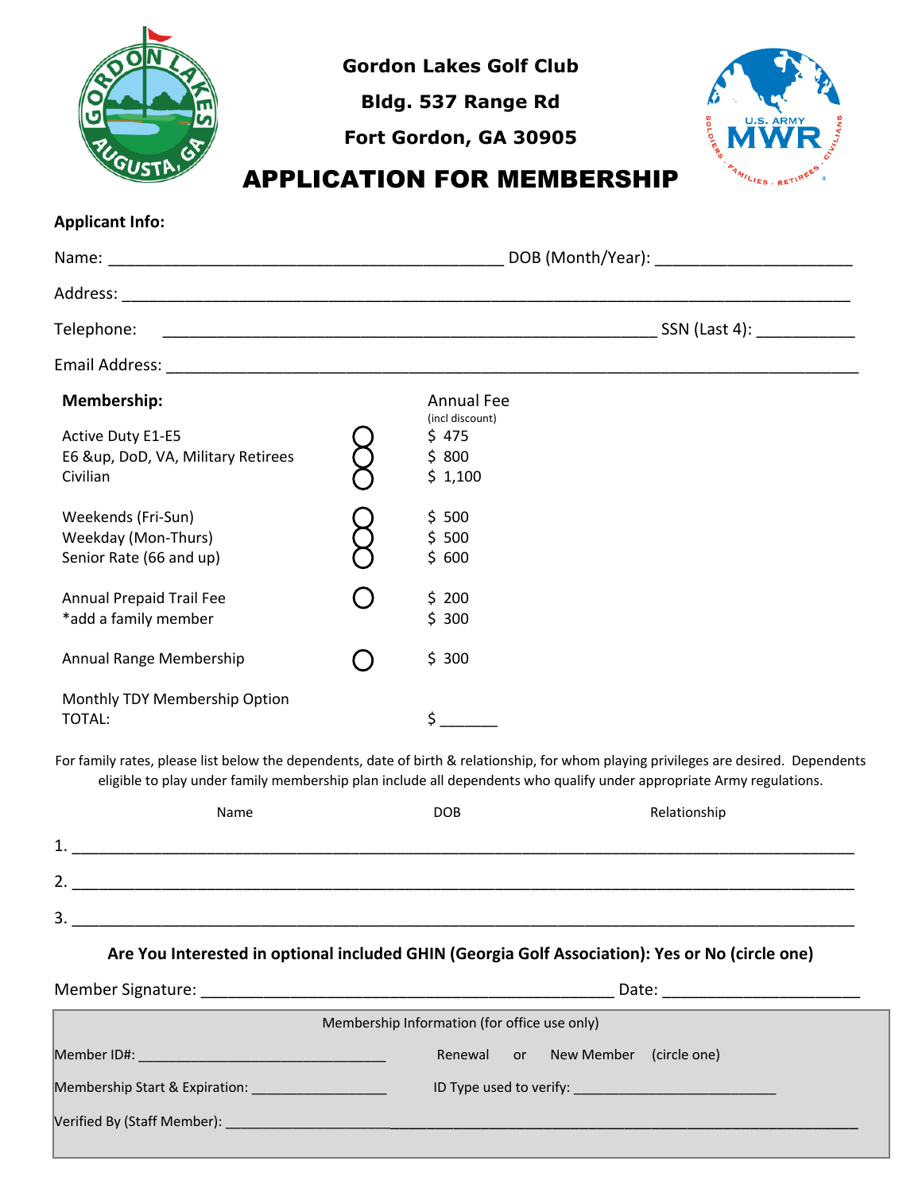# Gordon Lakes Golf Club

**Bldg. 537 Range Rd**

**Fort Gordon, GA 30905**

# APPLICATION FOR MEMBERSHIP

**Applicant Info:**

Name: ____________________________________________ DOB (Month/Year): ______________________

Address: _________________________________________________________________________________

Telephone: _______________________________________________________ SSN (Last 4): ___________

Email Address: ____________________________________________________________________________

| **Membership:** | | Annual Fee (incl discount) |
|---|---|---|
| Active Duty E1-E5 | ○ | $ 475 |
| E6 &up, DoD, VA, Military Retirees | ○ | $ 800 |
| Civilian | ○ | $ 1,100 |
| Weekends (Fri-Sun) | ○ | $ 500 |
| Weekday (Mon-Thurs) | ○ | $ 500 |
| Senior Rate (66 and up) | ○ | $ 600 |
| Annual Prepaid Trail Fee | ○ | $ 200 |
| *add a family member | | $ 300 |
| Annual Range Membership | ○ | $ 300 |
| Monthly TDY Membership Option | | |
| TOTAL: | | $ _______ |

For family rates, please list below the dependents, date of birth & relationship, for whom playing privileges are desired. Dependents eligible to play under family membership plan include all dependents who qualify under appropriate Army regulations.

| | Name | DOB | Relationship |
|---|---|---|---|
| 1. | | | |
| 2. | | | |
| 3. | | | |

**Are You Interested in optional included GHIN (Georgia Golf Association): Yes or No (circle one)**

Member Signature: _______________________________________________ Date: ______________________

Membership Information (for office use only)

Member ID#: _________________________________ Renewal or New Member (circle one)

Membership Start & Expiration: __________________ ID Type used to verify: ___________________________

Verified By (Staff Member): ________________________________________________________________________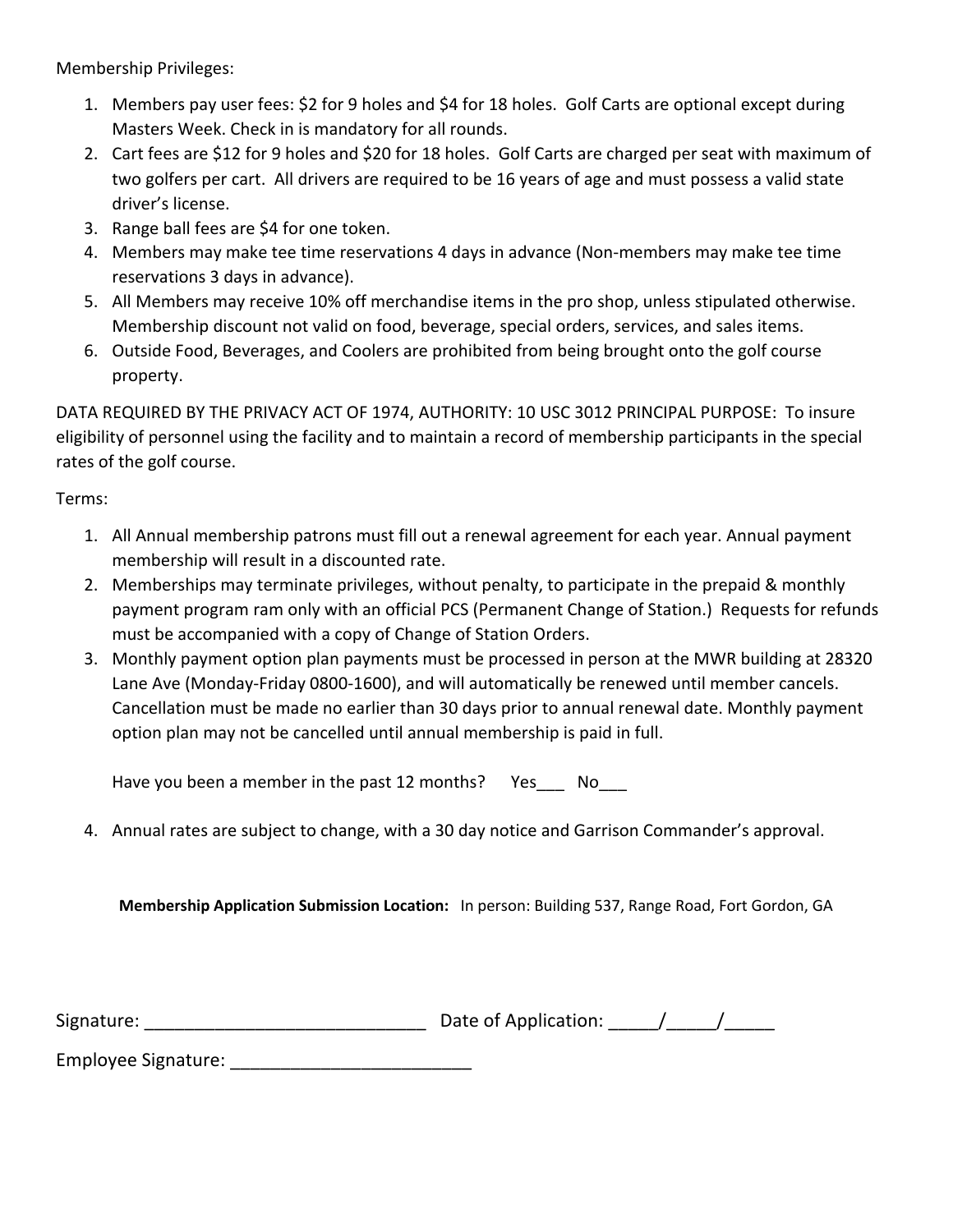Membership Privileges:

1. Members pay user fees: $2 for 9 holes and $4 for 18 holes. Golf Carts are optional except during Masters Week. Check in is mandatory for all rounds.
2. Cart fees are $12 for 9 holes and $20 for 18 holes. Golf Carts are charged per seat with maximum of two golfers per cart. All drivers are required to be 16 years of age and must possess a valid state driver's license.
3. Range ball fees are $4 for one token.
4. Members may make tee time reservations 4 days in advance (Non-members may make tee time reservations 3 days in advance).
5. All Members may receive 10% off merchandise items in the pro shop, unless stipulated otherwise. Membership discount not valid on food, beverage, special orders, services, and sales items.
6. Outside Food, Beverages, and Coolers are prohibited from being brought onto the golf course property.

DATA REQUIRED BY THE PRIVACY ACT OF 1974, AUTHORITY: 10 USC 3012 PRINCIPAL PURPOSE: To insure eligibility of personnel using the facility and to maintain a record of membership participants in the special rates of the golf course.

Terms:

1. All Annual membership patrons must fill out a renewal agreement for each year. Annual payment membership will result in a discounted rate.
2. Memberships may terminate privileges, without penalty, to participate in the prepaid & monthly payment program ram only with an official PCS (Permanent Change of Station.) Requests for refunds must be accompanied with a copy of Change of Station Orders.
3. Monthly payment option plan payments must be processed in person at the MWR building at 28320 Lane Ave (Monday-Friday 0800-1600), and will automatically be renewed until member cancels. Cancellation must be made no earlier than 30 days prior to annual renewal date. Monthly payment option plan may not be cancelled until annual membership is paid in full.

   Have you been a member in the past 12 months? Yes___ No___

4. Annual rates are subject to change, with a 30 day notice and Garrison Commander's approval.

**Membership Application Submission Location:** In person: Building 537, Range Road, Fort Gordon, GA

Signature: ____________________________ Date of Application: _____/_____/_____

Employee Signature: ________________________